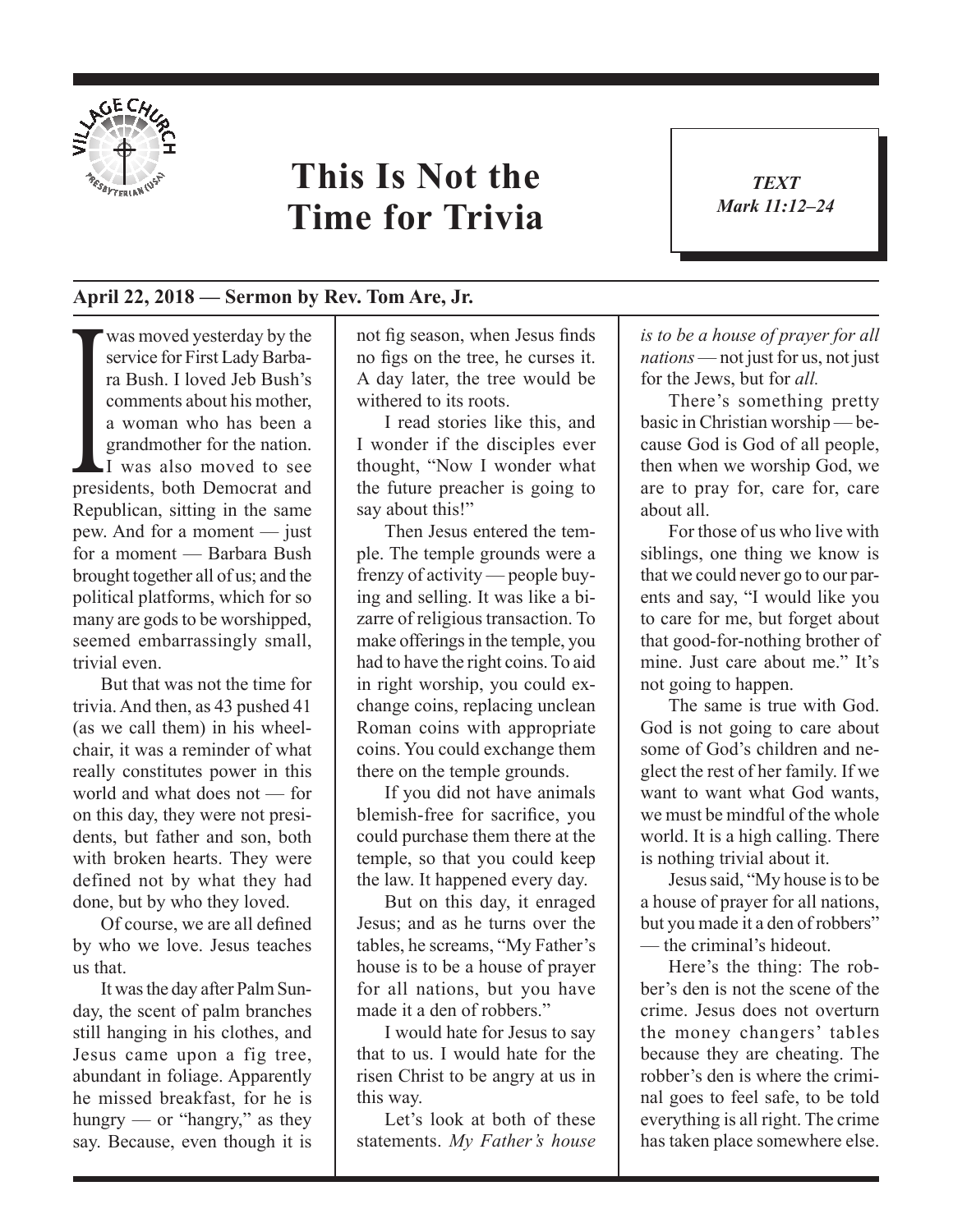# This Is Not the Time for Trivia

***TEXT***
***Mark 11:12–24***

**April 22, 2018 — Sermon by Rev. Tom Are, Jr.**

I was moved yesterday by the service for First Lady Barbara Bush. I loved Jeb Bush's comments about his mother, a woman who has been a grandmother for the nation. I was also moved to see presidents, both Democrat and Republican, sitting in the same pew. And for a moment — just for a moment — Barbara Bush brought together all of us; and the political platforms, which for so many are gods to be worshipped, seemed embarrassingly small, trivial even.

But that was not the time for trivia. And then, as 43 pushed 41 (as we call them) in his wheelchair, it was a reminder of what really constitutes power in this world and what does not — for on this day, they were not presidents, but father and son, both with broken hearts. They were defined not by what they had done, but by who they loved.

Of course, we are all defined by who we love. Jesus teaches us that.

It was the day after Palm Sunday, the scent of palm branches still hanging in his clothes, and Jesus came upon a fig tree, abundant in foliage. Apparently he missed breakfast, for he is hungry — or "hangry," as they say. Because, even though it is not fig season, when Jesus finds no figs on the tree, he curses it. A day later, the tree would be withered to its roots.

I read stories like this, and I wonder if the disciples ever thought, "Now I wonder what the future preacher is going to say about this!"

Then Jesus entered the temple. The temple grounds were a frenzy of activity — people buying and selling. It was like a bizarre of religious transaction. To make offerings in the temple, you had to have the right coins. To aid in right worship, you could exchange coins, replacing unclean Roman coins with appropriate coins. You could exchange them there on the temple grounds.

If you did not have animals blemish-free for sacrifice, you could purchase them there at the temple, so that you could keep the law. It happened every day.

But on this day, it enraged Jesus; and as he turns over the tables, he screams, "My Father's house is to be a house of prayer for all nations, but you have made it a den of robbers."

I would hate for Jesus to say that to us. I would hate for the risen Christ to be angry at us in this way.

Let's look at both of these statements. *My Father's house is to be a house of prayer for all nations* — not just for us, not just for the Jews, but for *all.*

There's something pretty basic in Christian worship — because God is God of all people, then when we worship God, we are to pray for, care for, care about all.

For those of us who live with siblings, one thing we know is that we could never go to our parents and say, "I would like you to care for me, but forget about that good-for-nothing brother of mine. Just care about me." It's not going to happen.

The same is true with God. God is not going to care about some of God's children and neglect the rest of her family. If we want to want what God wants, we must be mindful of the whole world. It is a high calling. There is nothing trivial about it.

Jesus said, "My house is to be a house of prayer for all nations, but you made it a den of robbers" — the criminal's hideout.

Here's the thing: The robber's den is not the scene of the crime. Jesus does not overturn the money changers' tables because they are cheating. The robber's den is where the criminal goes to feel safe, to be told everything is all right. The crime has taken place somewhere else.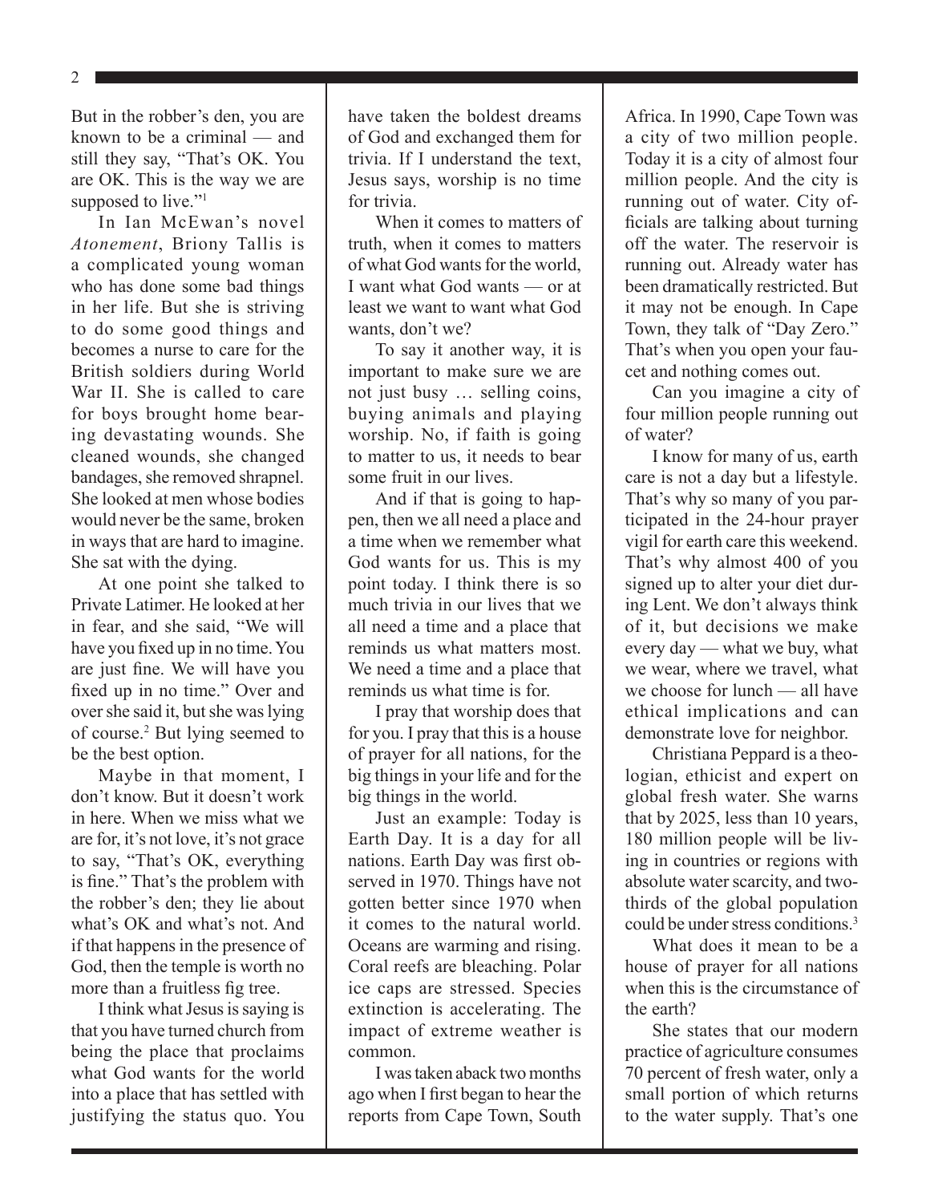But in the robber's den, you are known to be a criminal — and still they say, "That's OK. You are OK. This is the way we are supposed to live."[1]

In Ian McEwan's novel *Atonement*, Briony Tallis is a complicated young woman who has done some bad things in her life. But she is striving to do some good things and becomes a nurse to care for the British soldiers during World War II. She is called to care for boys brought home bearing devastating wounds. She cleaned wounds, she changed bandages, she removed shrapnel. She looked at men whose bodies would never be the same, broken in ways that are hard to imagine. She sat with the dying.

At one point she talked to Private Latimer. He looked at her in fear, and she said, "We will have you fixed up in no time. You are just fine. We will have you fixed up in no time." Over and over she said it, but she was lying of course.[2] But lying seemed to be the best option.

Maybe in that moment, I don't know. But it doesn't work in here. When we miss what we are for, it's not love, it's not grace to say, "That's OK, everything is fine." That's the problem with the robber's den; they lie about what's OK and what's not. And if that happens in the presence of God, then the temple is worth no more than a fruitless fig tree.

I think what Jesus is saying is that you have turned church from being the place that proclaims what God wants for the world into a place that has settled with justifying the status quo. You have taken the boldest dreams of God and exchanged them for trivia. If I understand the text, Jesus says, worship is no time for trivia.

When it comes to matters of truth, when it comes to matters of what God wants for the world, I want what God wants — or at least we want to want what God wants, don't we?

To say it another way, it is important to make sure we are not just busy … selling coins, buying animals and playing worship. No, if faith is going to matter to us, it needs to bear some fruit in our lives.

And if that is going to happen, then we all need a place and a time when we remember what God wants for us. This is my point today. I think there is so much trivia in our lives that we all need a time and a place that reminds us what matters most. We need a time and a place that reminds us what time is for.

I pray that worship does that for you. I pray that this is a house of prayer for all nations, for the big things in your life and for the big things in the world.

Just an example: Today is Earth Day. It is a day for all nations. Earth Day was first observed in 1970. Things have not gotten better since 1970 when it comes to the natural world. Oceans are warming and rising. Coral reefs are bleaching. Polar ice caps are stressed. Species extinction is accelerating. The impact of extreme weather is common.

I was taken aback two months ago when I first began to hear the reports from Cape Town, South Africa. In 1990, Cape Town was a city of two million people. Today it is a city of almost four million people. And the city is running out of water. City officials are talking about turning off the water. The reservoir is running out. Already water has been dramatically restricted. But it may not be enough. In Cape Town, they talk of "Day Zero." That's when you open your faucet and nothing comes out.

Can you imagine a city of four million people running out of water?

I know for many of us, earth care is not a day but a lifestyle. That's why so many of you participated in the 24-hour prayer vigil for earth care this weekend. That's why almost 400 of you signed up to alter your diet during Lent. We don't always think of it, but decisions we make every day — what we buy, what we wear, where we travel, what we choose for lunch — all have ethical implications and can demonstrate love for neighbor.

Christiana Peppard is a theologian, ethicist and expert on global fresh water. She warns that by 2025, less than 10 years, 180 million people will be living in countries or regions with absolute water scarcity, and two-thirds of the global population could be under stress conditions.[3]

What does it mean to be a house of prayer for all nations when this is the circumstance of the earth?

She states that our modern practice of agriculture consumes 70 percent of fresh water, only a small portion of which returns to the water supply. That's one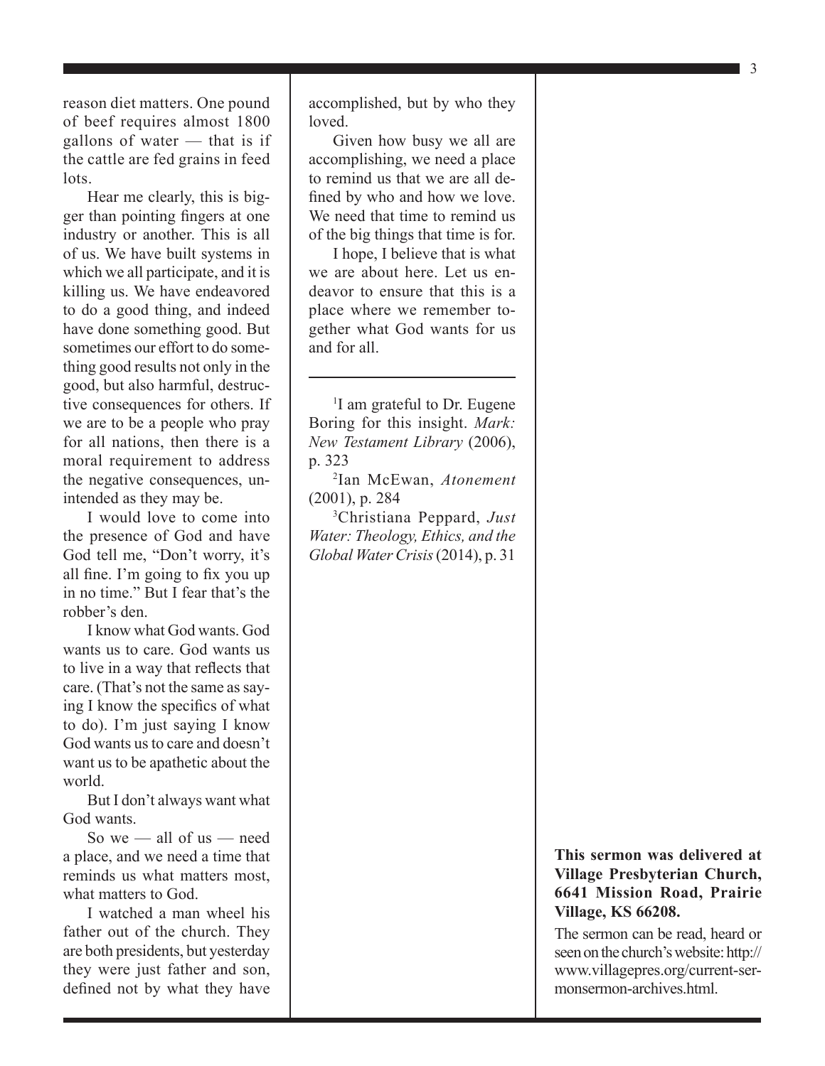reason diet matters. One pound of beef requires almost 1800 gallons of water — that is if the cattle are fed grains in feed lots.

Hear me clearly, this is bigger than pointing fingers at one industry or another. This is all of us. We have built systems in which we all participate, and it is killing us. We have endeavored to do a good thing, and indeed have done something good. But sometimes our effort to do something good results not only in the good, but also harmful, destructive consequences for others. If we are to be a people who pray for all nations, then there is a moral requirement to address the negative consequences, unintended as they may be.

I would love to come into the presence of God and have God tell me, "Don't worry, it's all fine. I'm going to fix you up in no time." But I fear that's the robber's den.

I know what God wants. God wants us to care. God wants us to live in a way that reflects that care. (That's not the same as saying I know the specifics of what to do). I'm just saying I know God wants us to care and doesn't want us to be apathetic about the world.

But I don't always want what God wants.

So we — all of us — need a place, and we need a time that reminds us what matters most, what matters to God.

I watched a man wheel his father out of the church. They are both presidents, but yesterday they were just father and son, defined not by what they have accomplished, but by who they loved.

Given how busy we all are accomplishing, we need a place to remind us that we are all defined by who and how we love. We need that time to remind us of the big things that time is for.

I hope, I believe that is what we are about here. Let us endeavor to ensure that this is a place where we remember together what God wants for us and for all.

---

[1] I am grateful to Dr. Eugene Boring for this insight. *Mark: New Testament Library* (2006), p. 323

[2] Ian McEwan, *Atonement* (2001), p. 284

[3] Christiana Peppard, *Just Water: Theology, Ethics, and the Global Water Crisis* (2014), p. 31

**This sermon was delivered at Village Presbyterian Church, 6641 Mission Road, Prairie Village, KS 66208.**

The sermon can be read, heard or seen on the church's website: http://www.villagepres.org/current-sermonsermon-archives.html.